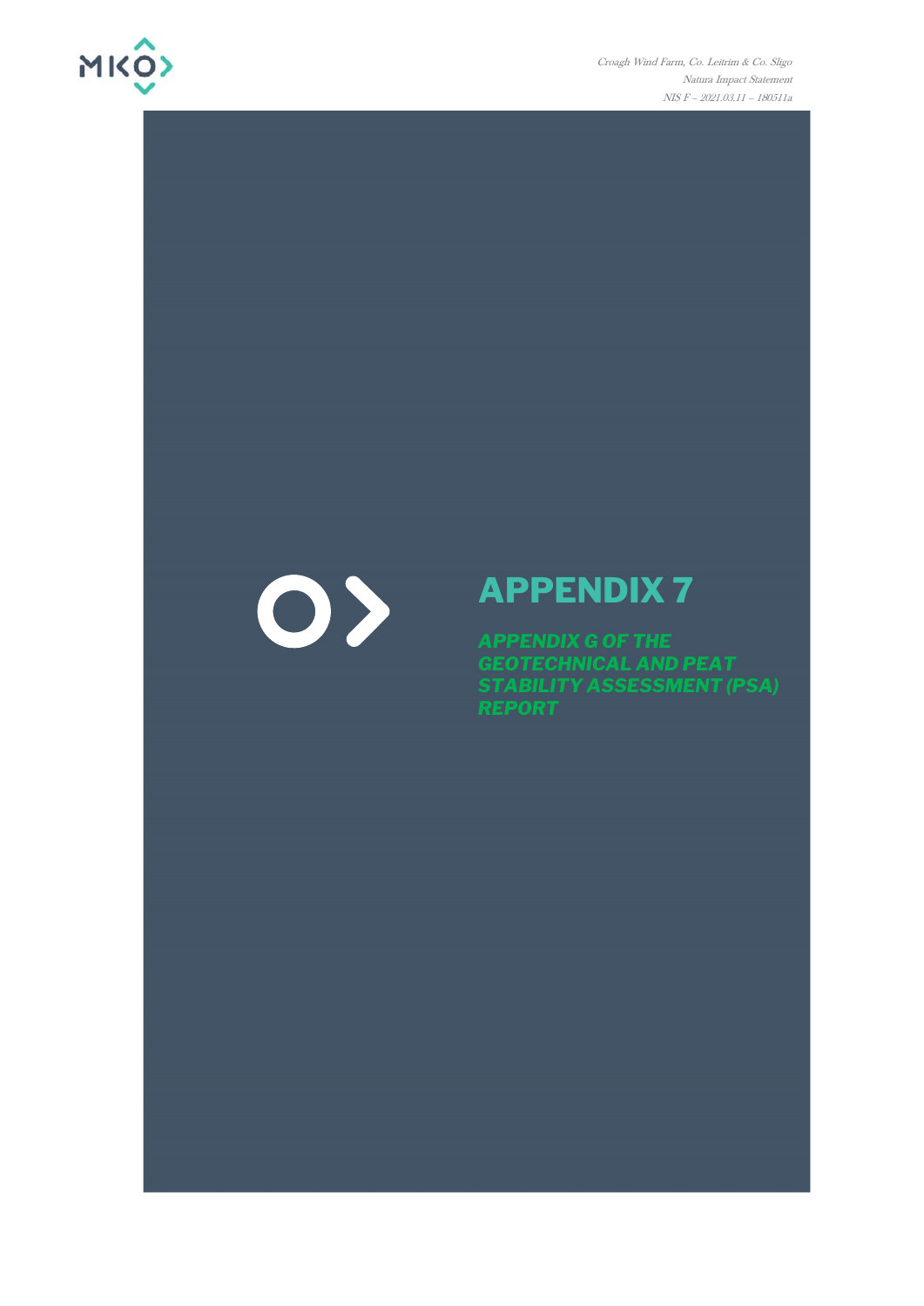# APPENDIX 7

## *APPENDIX G OF THE GEOTECHNICAL AND PEAT STABILITY ASSESSMENT (PSA) REPORT*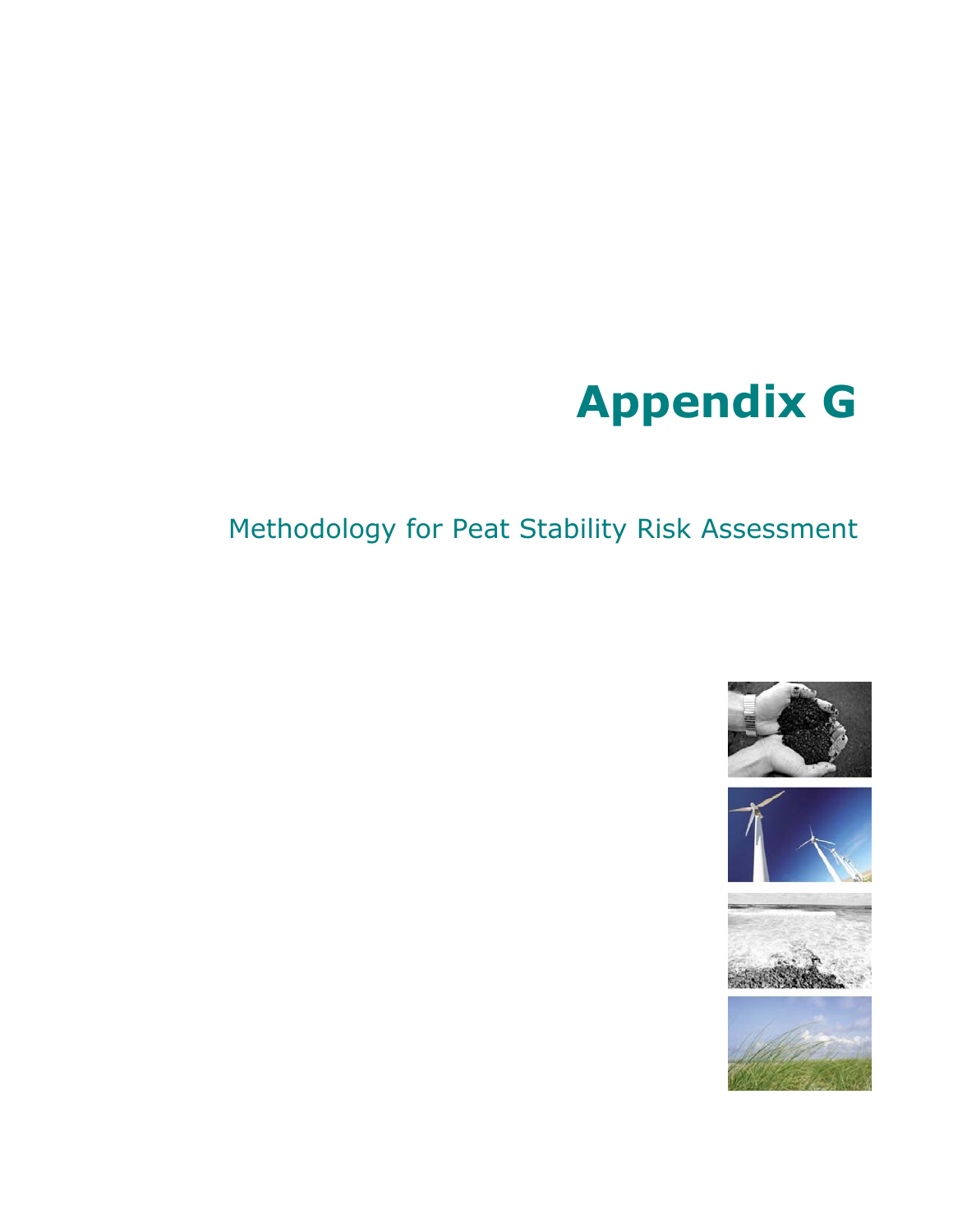# Appendix G

## Methodology for Peat Stability Risk Assessment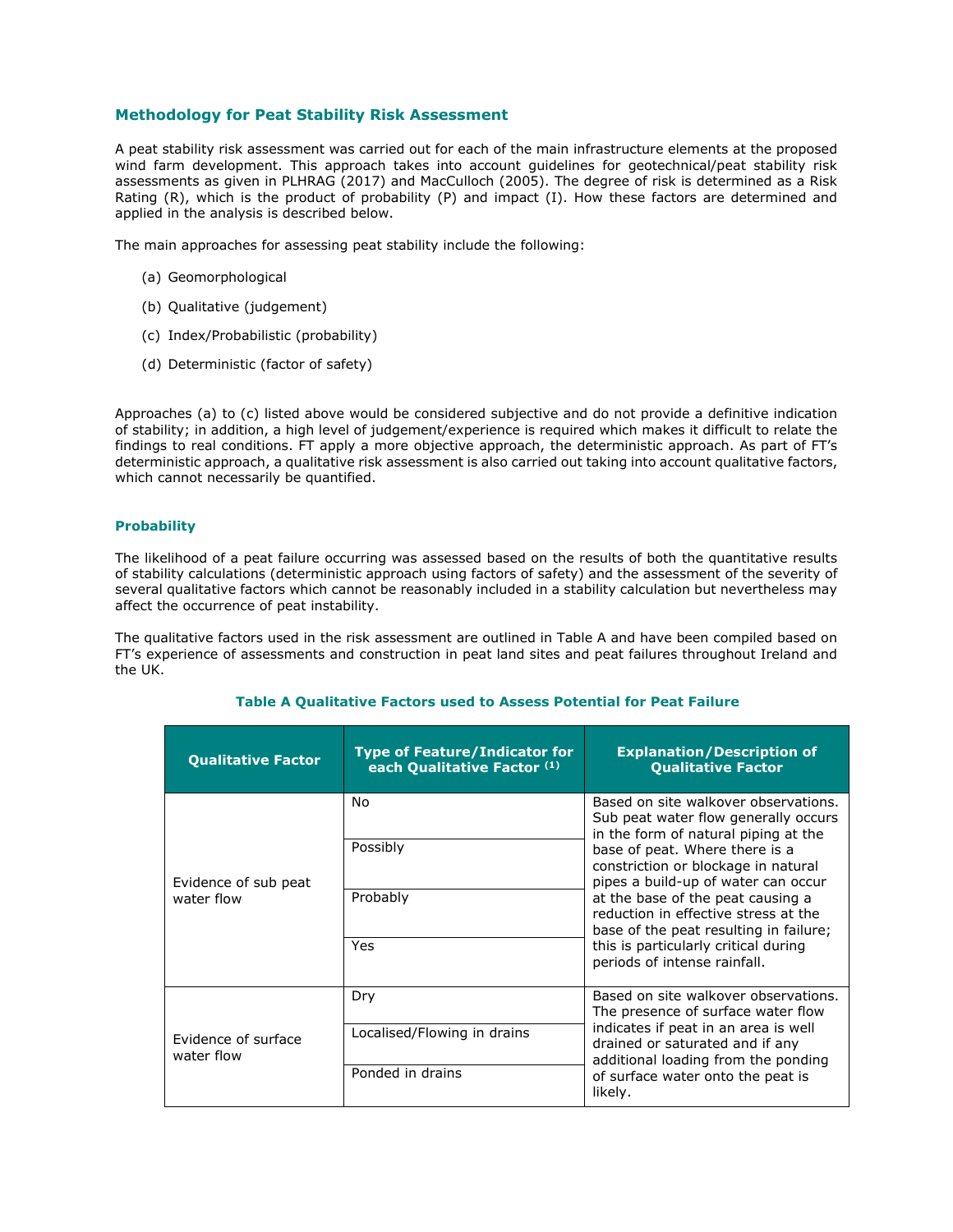### Methodology for Peat Stability Risk Assessment

A peat stability risk assessment was carried out for each of the main infrastructure elements at the proposed wind farm development. This approach takes into account guidelines for geotechnical/peat stability risk assessments as given in PLHRAG (2017) and MacCulloch (2005). The degree of risk is determined as a Risk Rating (R), which is the product of probability (P) and impact (I). How these factors are determined and applied in the analysis is described below.

The main approaches for assessing peat stability include the following:

(a) Geomorphological

(b) Qualitative (judgement)

(c) Index/Probabilistic (probability)

(d) Deterministic (factor of safety)

Approaches (a) to (c) listed above would be considered subjective and do not provide a definitive indication of stability; in addition, a high level of judgement/experience is required which makes it difficult to relate the findings to real conditions. FT apply a more objective approach, the deterministic approach. As part of FT's deterministic approach, a qualitative risk assessment is also carried out taking into account qualitative factors, which cannot necessarily be quantified.

#### Probability

The likelihood of a peat failure occurring was assessed based on the results of both the quantitative results of stability calculations (deterministic approach using factors of safety) and the assessment of the severity of several qualitative factors which cannot be reasonably included in a stability calculation but nevertheless may affect the occurrence of peat instability.

The qualitative factors used in the risk assessment are outlined in Table A and have been compiled based on FT's experience of assessments and construction in peat land sites and peat failures throughout Ireland and the UK.

**Table A Qualitative Factors used to Assess Potential for Peat Failure**

| Qualitative Factor | Type of Feature/Indicator for each Qualitative Factor (1) | Explanation/Description of Qualitative Factor |
|---|---|---|
| Evidence of sub peat water flow | No | Based on site walkover observations. Sub peat water flow generally occurs in the form of natural piping at the base of peat. Where there is a constriction or blockage in natural pipes a build-up of water can occur at the base of the peat causing a reduction in effective stress at the base of the peat resulting in failure; this is particularly critical during periods of intense rainfall. |
| | Possibly | |
| | Probably | |
| | Yes | |
| Evidence of surface water flow | Dry | Based on site walkover observations. The presence of surface water flow indicates if peat in an area is well drained or saturated and if any additional loading from the ponding of surface water onto the peat is likely. |
| | Localised/Flowing in drains | |
| | Ponded in drains | |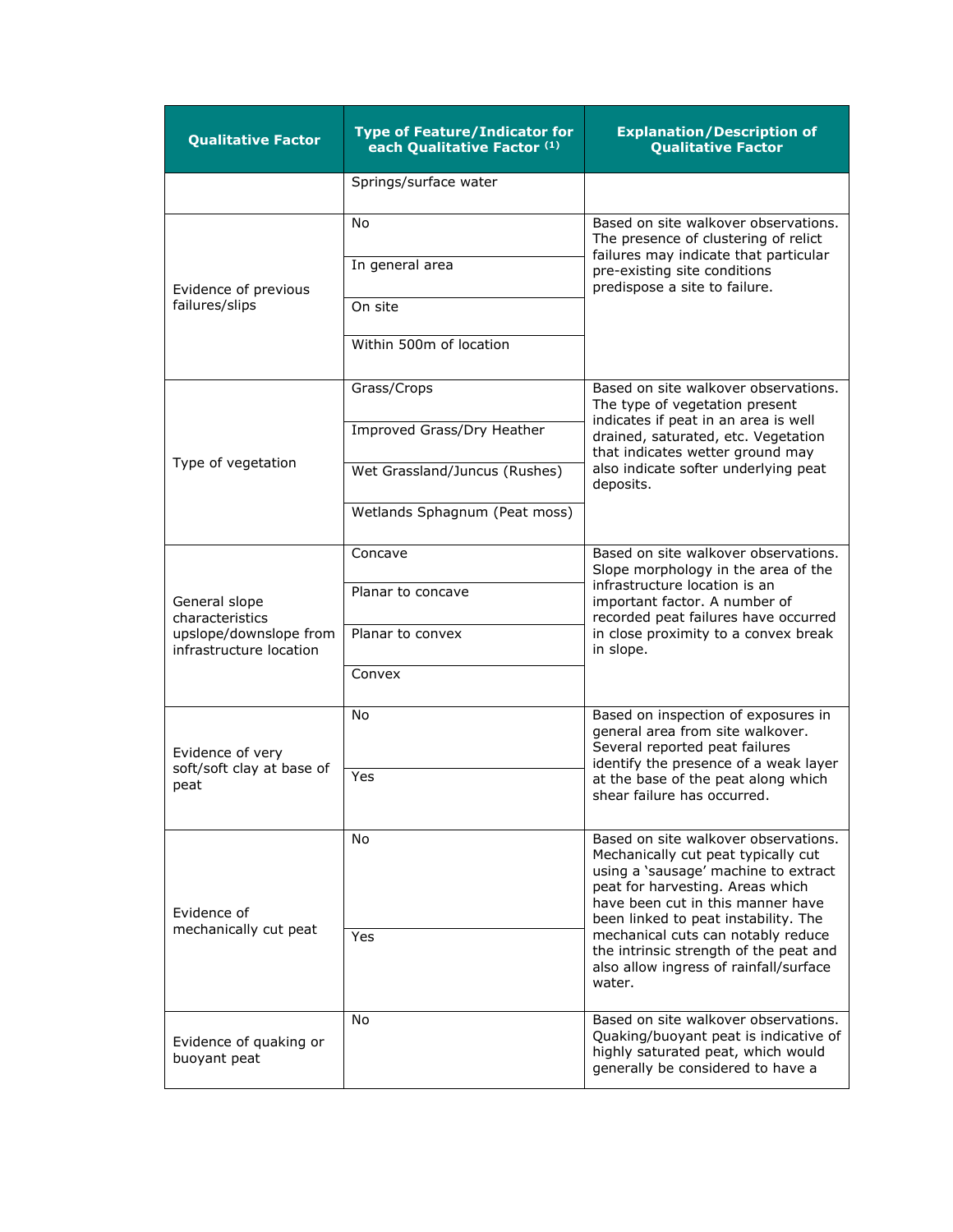| Qualitative Factor | Type of Feature/Indicator for each Qualitative Factor (1) | Explanation/Description of Qualitative Factor |
|---|---|---|
| | Springs/surface water | |
| Evidence of previous failures/slips | No | Based on site walkover observations. The presence of clustering of relict failures may indicate that particular pre-existing site conditions predispose a site to failure. |
| | In general area | |
| | On site | |
| | Within 500m of location | |
| Type of vegetation | Grass/Crops | Based on site walkover observations. The type of vegetation present indicates if peat in an area is well drained, saturated, etc. Vegetation that indicates wetter ground may also indicate softer underlying peat deposits. |
| | Improved Grass/Dry Heather | |
| | Wet Grassland/Juncus (Rushes) | |
| | Wetlands Sphagnum (Peat moss) | |
| General slope characteristics upslope/downslope from infrastructure location | Concave | Based on site walkover observations. Slope morphology in the area of the infrastructure location is an important factor. A number of recorded peat failures have occurred in close proximity to a convex break in slope. |
| | Planar to concave | |
| | Planar to convex | |
| | Convex | |
| Evidence of very soft/soft clay at base of peat | No | Based on inspection of exposures in general area from site walkover. Several reported peat failures identify the presence of a weak layer at the base of the peat along which shear failure has occurred. |
| | Yes | |
| Evidence of mechanically cut peat | No | Based on site walkover observations. Mechanically cut peat typically cut using a 'sausage' machine to extract peat for harvesting. Areas which have been cut in this manner have been linked to peat instability. The mechanical cuts can notably reduce the intrinsic strength of the peat and also allow ingress of rainfall/surface water. |
| | Yes | |
| Evidence of quaking or buoyant peat | No | Based on site walkover observations. Quaking/buoyant peat is indicative of highly saturated peat, which would generally be considered to have a |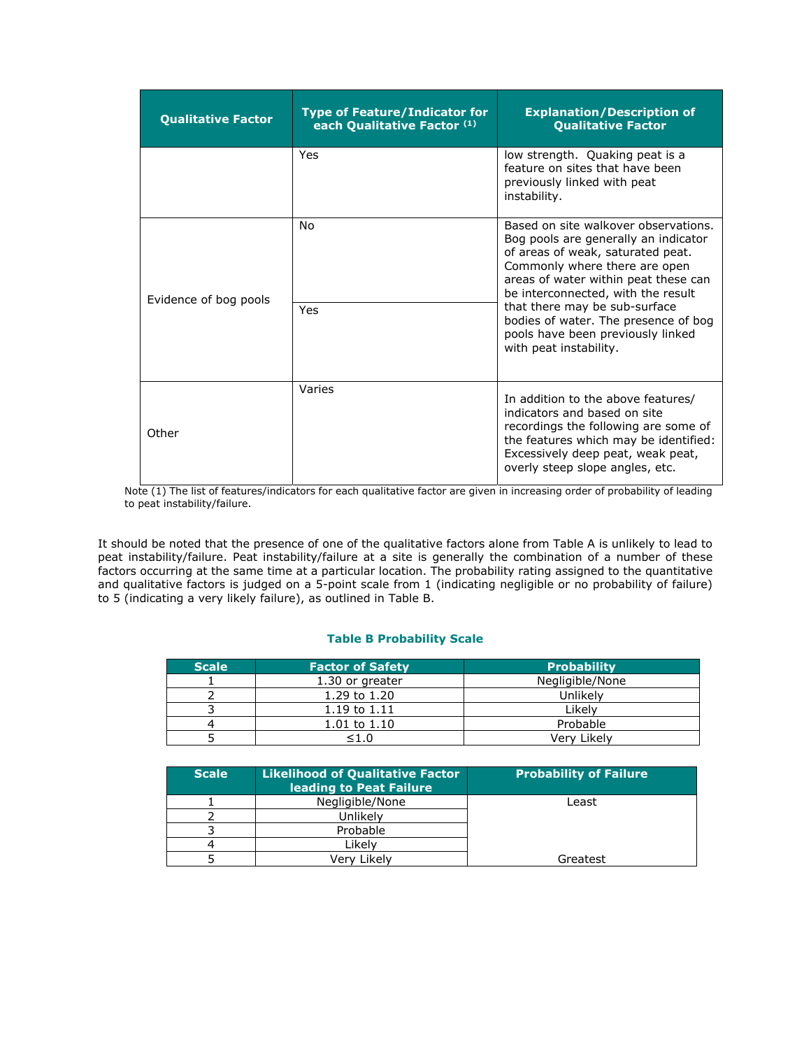| Qualitative Factor | Type of Feature/Indicator for each Qualitative Factor [(1)] | Explanation/Description of Qualitative Factor |
|---|---|---|
| | Yes | low strength. Quaking peat is a feature on sites that have been previously linked with peat instability. |
| Evidence of bog pools | No | Based on site walkover observations. Bog pools are generally an indicator of areas of weak, saturated peat. Commonly where there are open areas of water within peat these can be interconnected, with the result that there may be sub-surface bodies of water. The presence of bog pools have been previously linked with peat instability. |
| | Yes | |
| Other | Varies | In addition to the above features/ indicators and based on site recordings the following are some of the features which may be identified: Excessively deep peat, weak peat, overly steep slope angles, etc. |

Note (1) The list of features/indicators for each qualitative factor are given in increasing order of probability of leading to peat instability/failure.

It should be noted that the presence of one of the qualitative factors alone from Table A is unlikely to lead to peat instability/failure. Peat instability/failure at a site is generally the combination of a number of these factors occurring at the same time at a particular location. The probability rating assigned to the quantitative and qualitative factors is judged on a 5-point scale from 1 (indicating negligible or no probability of failure) to 5 (indicating a very likely failure), as outlined in Table B.

**Table B Probability Scale**

| Scale | Factor of Safety | Probability |
|---|---|---|
| 1 | 1.30 or greater | Negligible/None |
| 2 | 1.29 to 1.20 | Unlikely |
| 3 | 1.19 to 1.11 | Likely |
| 4 | 1.01 to 1.10 | Probable |
| 5 | ≤1.0 | Very Likely |

| Scale | Likelihood of Qualitative Factor leading to Peat Failure | Probability of Failure |
|---|---|---|
| 1 | Negligible/None | Least |
| 2 | Unlikely | |
| 3 | Probable | |
| 4 | Likely | |
| 5 | Very Likely | Greatest |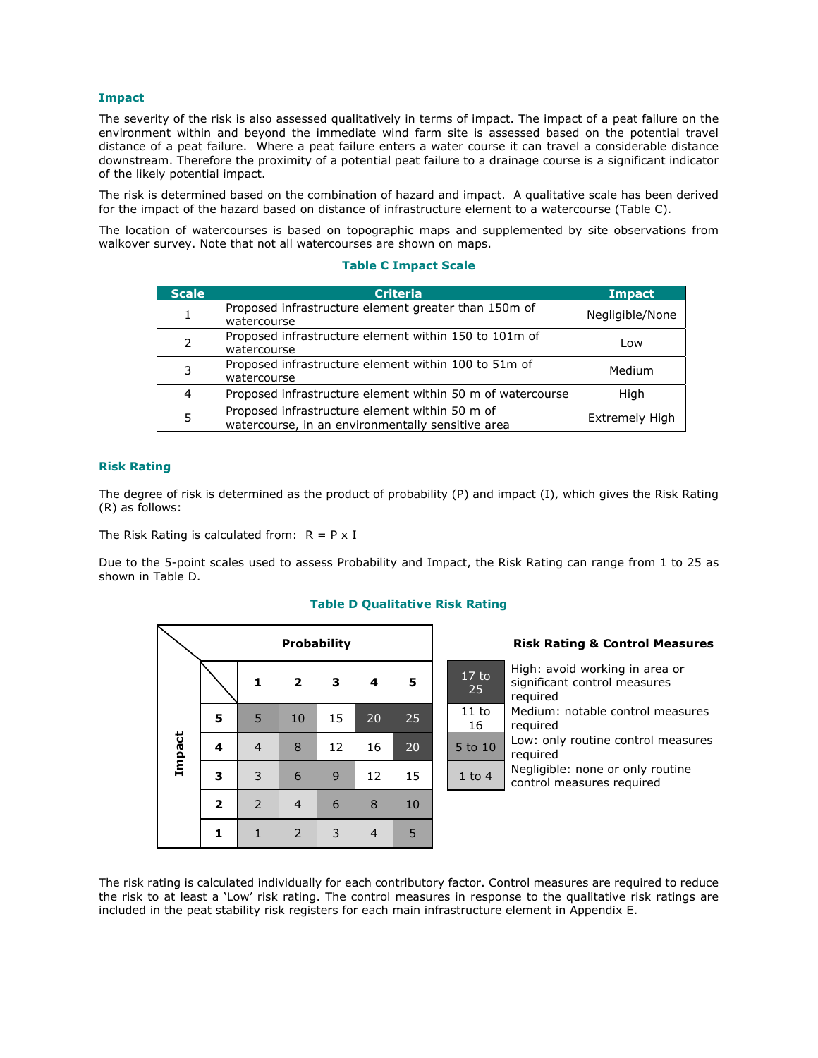### Impact

The severity of the risk is also assessed qualitatively in terms of impact. The impact of a peat failure on the environment within and beyond the immediate wind farm site is assessed based on the potential travel distance of a peat failure. Where a peat failure enters a water course it can travel a considerable distance downstream. Therefore the proximity of a potential peat failure to a drainage course is a significant indicator of the likely potential impact.

The risk is determined based on the combination of hazard and impact. A qualitative scale has been derived for the impact of the hazard based on distance of infrastructure element to a watercourse (Table C).

The location of watercourses is based on topographic maps and supplemented by site observations from walkover survey. Note that not all watercourses are shown on maps.

**Table C Impact Scale**

| Scale | Criteria | Impact |
|---|---|---|
| 1 | Proposed infrastructure element greater than 150m of watercourse | Negligible/None |
| 2 | Proposed infrastructure element within 150 to 101m of watercourse | Low |
| 3 | Proposed infrastructure element within 100 to 51m of watercourse | Medium |
| 4 | Proposed infrastructure element within 50 m of watercourse | High |
| 5 | Proposed infrastructure element within 50 m of watercourse, in an environmentally sensitive area | Extremely High |

### Risk Rating

The degree of risk is determined as the product of probability (P) and impact (I), which gives the Risk Rating (R) as follows:

The Risk Rating is calculated from: $R = P \times I$

Due to the 5-point scales used to assess Probability and Impact, the Risk Rating can range from 1 to 25 as shown in Table D.

**Table D Qualitative Risk Rating**

| Impact \ Probability | 1 | 2 | 3 | 4 | 5 |
|---|---|---|---|---|---|
| 5 | 5 | 10 | 15 | 20 | 25 |
| 4 | 4 | 8 | 12 | 16 | 20 |
| 3 | 3 | 6 | 9 | 12 | 15 |
| 2 | 2 | 4 | 6 | 8 | 10 |
| 1 | 1 | 2 | 3 | 4 | 5 |

**Risk Rating & Control Measures**

| Range | Risk Rating & Control Measures |
|---|---|
| 17 to 25 | High: avoid working in area or significant control measures required |
| 11 to 16 | Medium: notable control measures required |
| 5 to 10 | Low: only routine control measures required |
| 1 to 4 | Negligible: none or only routine control measures required |

The risk rating is calculated individually for each contributory factor. Control measures are required to reduce the risk to at least a 'Low' risk rating. The control measures in response to the qualitative risk ratings are included in the peat stability risk registers for each main infrastructure element in Appendix E.